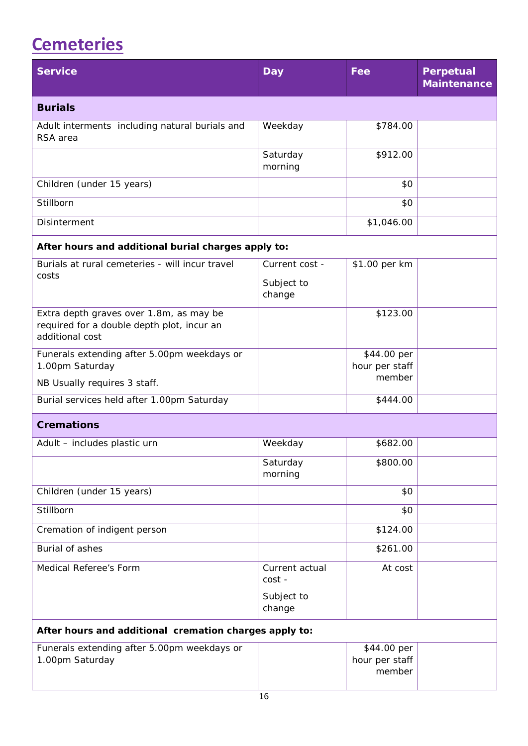# Cemeteries

| Service | Day | Fee | Perpetual Maintenance |
|---|---|---|---|
| **Burials** | | | |
| Adult interments including natural burials and RSA area | Weekday | $784.00 | |
| | Saturday morning | $912.00 | |
| Children (under 15 years) | | $0 | |
| Stillborn | | $0 | |
| Disinterment | | $1,046.00 | |
| **After hours and additional burial charges apply to:** | | | |
| Burials at rural cemeteries - will incur travel costs | Current cost - Subject to change | $1.00 per km | |
| Extra depth graves over 1.8m, as may be required for a double depth plot, incur an additional cost | | $123.00 | |
| Funerals extending after 5.00pm weekdays or 1.00pm Saturday NB Usually requires 3 staff. | | $44.00 per hour per staff member | |
| Burial services held after 1.00pm Saturday | | $444.00 | |
| **Cremations** | | | |
| Adult – includes plastic urn | Weekday | $682.00 | |
| | Saturday morning | $800.00 | |
| Children (under 15 years) | | $0 | |
| Stillborn | | $0 | |
| Cremation of indigent person | | $124.00 | |
| Burial of ashes | | $261.00 | |
| Medical Referee's Form | Current actual cost - Subject to change | At cost | |
| **After hours and additional cremation charges apply to:** | | | |
| Funerals extending after 5.00pm weekdays or 1.00pm Saturday | | $44.00 per hour per staff member | |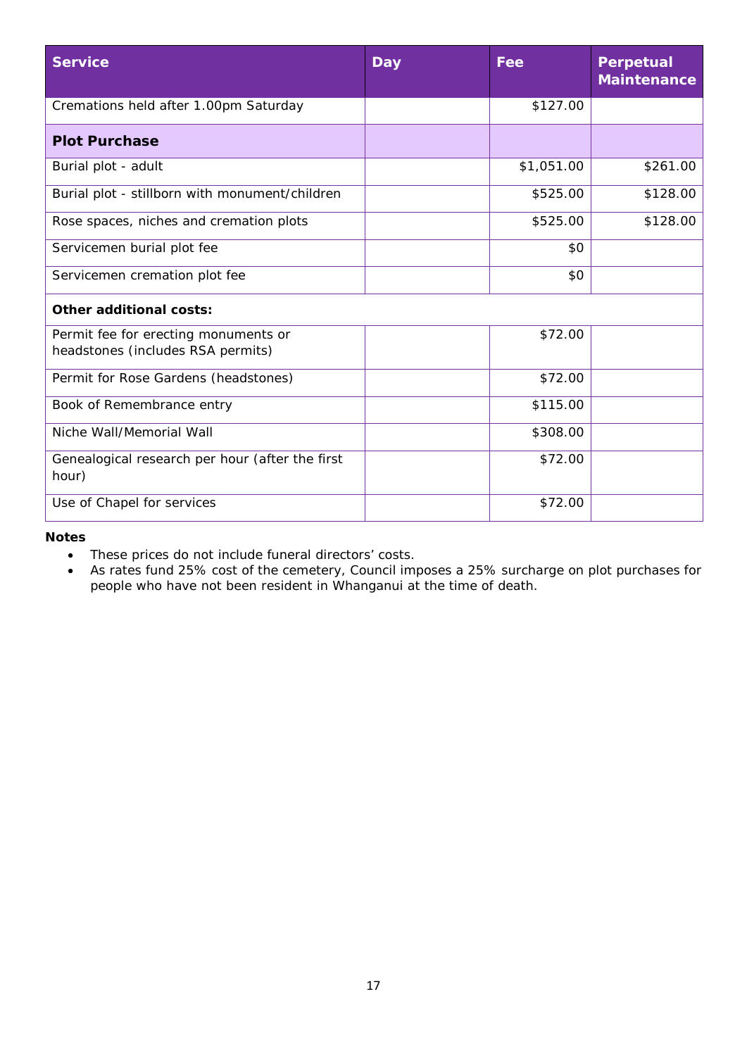| Service | Day | Fee | Perpetual Maintenance |
|---|---|---|---|
| Cremations held after 1.00pm Saturday | | $127.00 | |
| **Plot Purchase** | | | |
| Burial plot - adult | | $1,051.00 | $261.00 |
| Burial plot - stillborn with monument/children | | $525.00 | $128.00 |
| Rose spaces, niches and cremation plots | | $525.00 | $128.00 |
| Servicemen burial plot fee | | $0 | |
| Servicemen cremation plot fee | | $0 | |
| **Other additional costs:** | | | |
| Permit fee for erecting monuments or headstones (includes RSA permits) | | $72.00 | |
| Permit for Rose Gardens (headstones) | | $72.00 | |
| Book of Remembrance entry | | $115.00 | |
| Niche Wall/Memorial Wall | | $308.00 | |
| Genealogical research per hour (after the first hour) | | $72.00 | |
| Use of Chapel for services | | $72.00 | |

**Notes**

- These prices do not include funeral directors' costs.
- As rates fund 25% cost of the cemetery, Council imposes a 25% surcharge on plot purchases for people who have not been resident in Whanganui at the time of death.